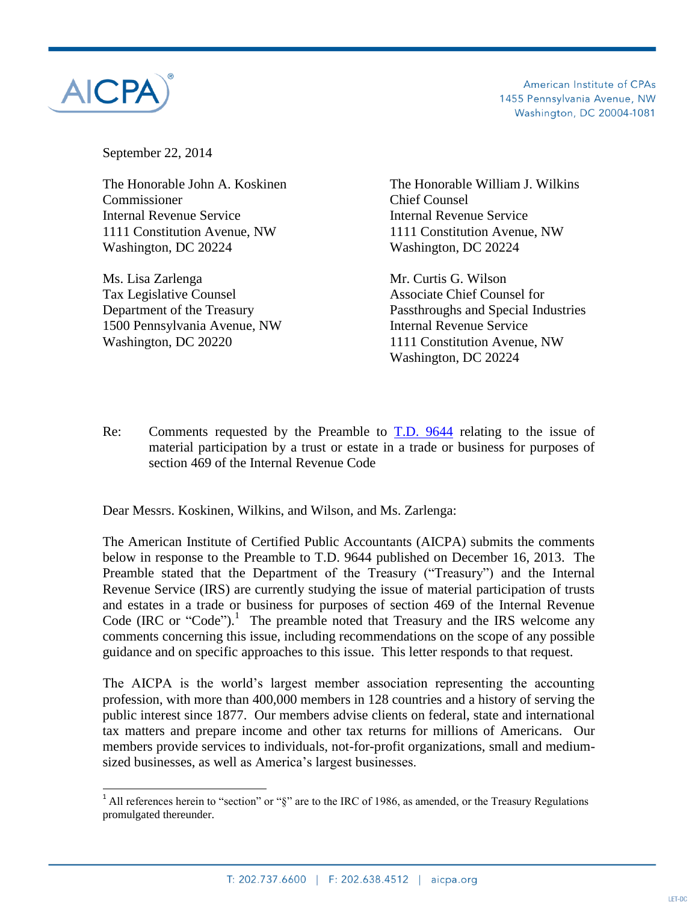American Institute of CPAs
1455 Pennsylvania Avenue, NW
Washington, DC 20004-1081

September 22, 2014

The Honorable John A. Koskinen
Commissioner
Internal Revenue Service
1111 Constitution Avenue, NW
Washington, DC 20224

The Honorable William J. Wilkins
Chief Counsel
Internal Revenue Service
1111 Constitution Avenue, NW
Washington, DC 20224

Ms. Lisa Zarlenga
Tax Legislative Counsel
Department of the Treasury
1500 Pennsylvania Avenue, NW
Washington, DC 20220

Mr. Curtis G. Wilson
Associate Chief Counsel for
Passthroughs and Special Industries
Internal Revenue Service
1111 Constitution Avenue, NW
Washington, DC 20224

Re: Comments requested by the Preamble to T.D. 9644 relating to the issue of material participation by a trust or estate in a trade or business for purposes of section 469 of the Internal Revenue Code

Dear Messrs. Koskinen, Wilkins, and Wilson, and Ms. Zarlenga:

The American Institute of Certified Public Accountants (AICPA) submits the comments below in response to the Preamble to T.D. 9644 published on December 16, 2013. The Preamble stated that the Department of the Treasury ("Treasury") and the Internal Revenue Service (IRS) are currently studying the issue of material participation of trusts and estates in a trade or business for purposes of section 469 of the Internal Revenue Code (IRC or "Code").[1] The preamble noted that Treasury and the IRS welcome any comments concerning this issue, including recommendations on the scope of any possible guidance and on specific approaches to this issue. This letter responds to that request.

The AICPA is the world's largest member association representing the accounting profession, with more than 400,000 members in 128 countries and a history of serving the public interest since 1877. Our members advise clients on federal, state and international tax matters and prepare income and other tax returns for millions of Americans. Our members provide services to individuals, not-for-profit organizations, small and medium-sized businesses, as well as America's largest businesses.

[1] All references herein to "section" or "§" are to the IRC of 1986, as amended, or the Treasury Regulations promulgated thereunder.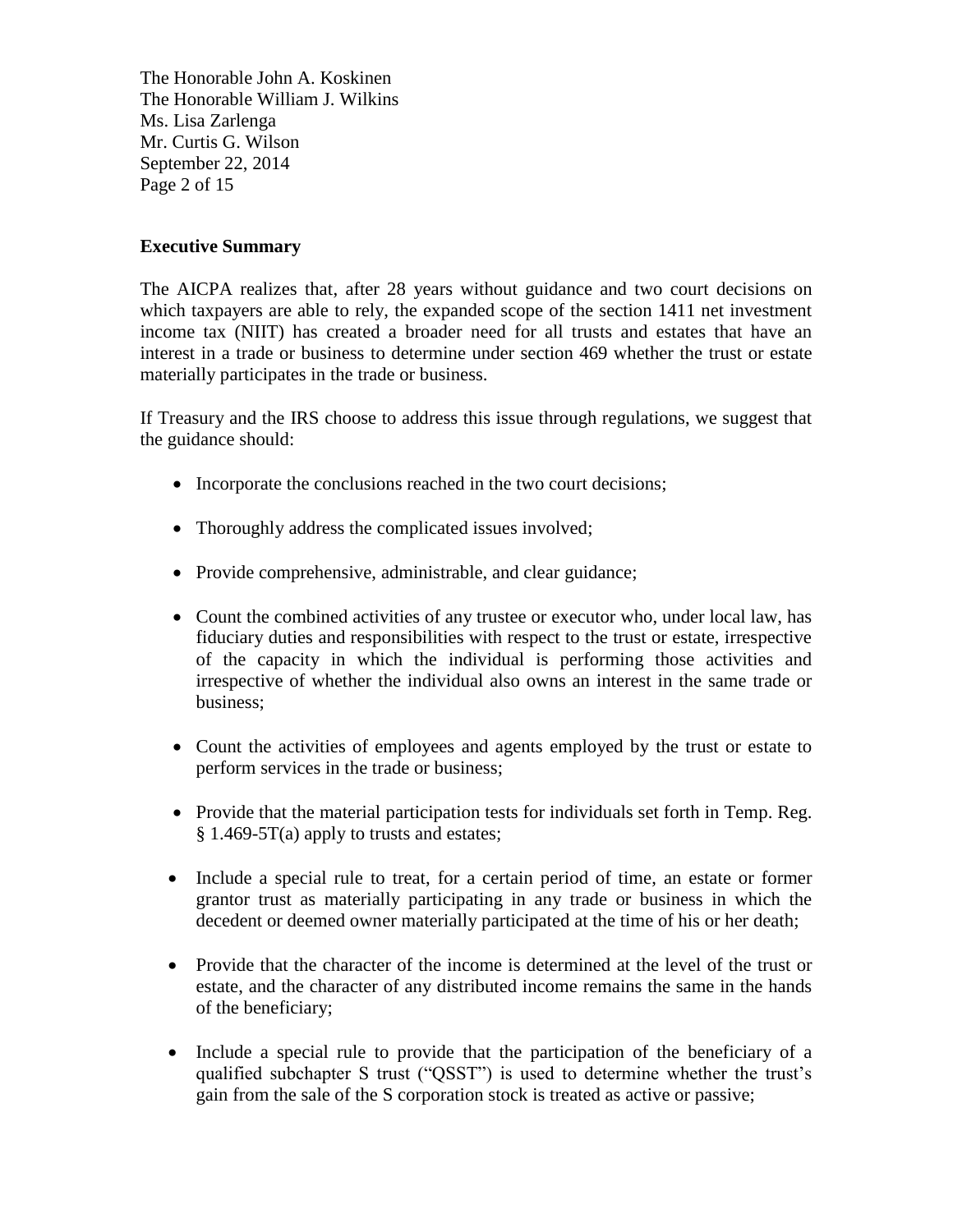## Executive Summary

The AICPA realizes that, after 28 years without guidance and two court decisions on which taxpayers are able to rely, the expanded scope of the section 1411 net investment income tax (NIIT) has created a broader need for all trusts and estates that have an interest in a trade or business to determine under section 469 whether the trust or estate materially participates in the trade or business.

If Treasury and the IRS choose to address this issue through regulations, we suggest that the guidance should:

- Incorporate the conclusions reached in the two court decisions;
- Thoroughly address the complicated issues involved;
- Provide comprehensive, administrable, and clear guidance;
- Count the combined activities of any trustee or executor who, under local law, has fiduciary duties and responsibilities with respect to the trust or estate, irrespective of the capacity in which the individual is performing those activities and irrespective of whether the individual also owns an interest in the same trade or business;
- Count the activities of employees and agents employed by the trust or estate to perform services in the trade or business;
- Provide that the material participation tests for individuals set forth in Temp. Reg. § 1.469-5T(a) apply to trusts and estates;
- Include a special rule to treat, for a certain period of time, an estate or former grantor trust as materially participating in any trade or business in which the decedent or deemed owner materially participated at the time of his or her death;
- Provide that the character of the income is determined at the level of the trust or estate, and the character of any distributed income remains the same in the hands of the beneficiary;
- Include a special rule to provide that the participation of the beneficiary of a qualified subchapter S trust ("QSST") is used to determine whether the trust's gain from the sale of the S corporation stock is treated as active or passive;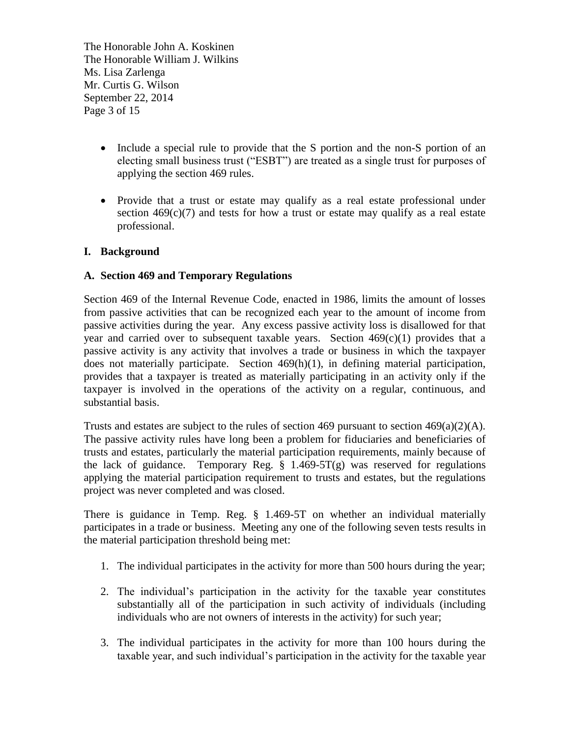- Include a special rule to provide that the S portion and the non-S portion of an electing small business trust ("ESBT") are treated as a single trust for purposes of applying the section 469 rules.

- Provide that a trust or estate may qualify as a real estate professional under section 469(c)(7) and tests for how a trust or estate may qualify as a real estate professional.

## I. Background

### A. Section 469 and Temporary Regulations

Section 469 of the Internal Revenue Code, enacted in 1986, limits the amount of losses from passive activities that can be recognized each year to the amount of income from passive activities during the year. Any excess passive activity loss is disallowed for that year and carried over to subsequent taxable years. Section 469(c)(1) provides that a passive activity is any activity that involves a trade or business in which the taxpayer does not materially participate. Section 469(h)(1), in defining material participation, provides that a taxpayer is treated as materially participating in an activity only if the taxpayer is involved in the operations of the activity on a regular, continuous, and substantial basis.

Trusts and estates are subject to the rules of section 469 pursuant to section 469(a)(2)(A). The passive activity rules have long been a problem for fiduciaries and beneficiaries of trusts and estates, particularly the material participation requirements, mainly because of the lack of guidance. Temporary Reg. § 1.469-5T(g) was reserved for regulations applying the material participation requirement to trusts and estates, but the regulations project was never completed and was closed.

There is guidance in Temp. Reg. § 1.469-5T on whether an individual materially participates in a trade or business. Meeting any one of the following seven tests results in the material participation threshold being met:

1. The individual participates in the activity for more than 500 hours during the year;

2. The individual's participation in the activity for the taxable year constitutes substantially all of the participation in such activity of individuals (including individuals who are not owners of interests in the activity) for such year;

3. The individual participates in the activity for more than 100 hours during the taxable year, and such individual's participation in the activity for the taxable year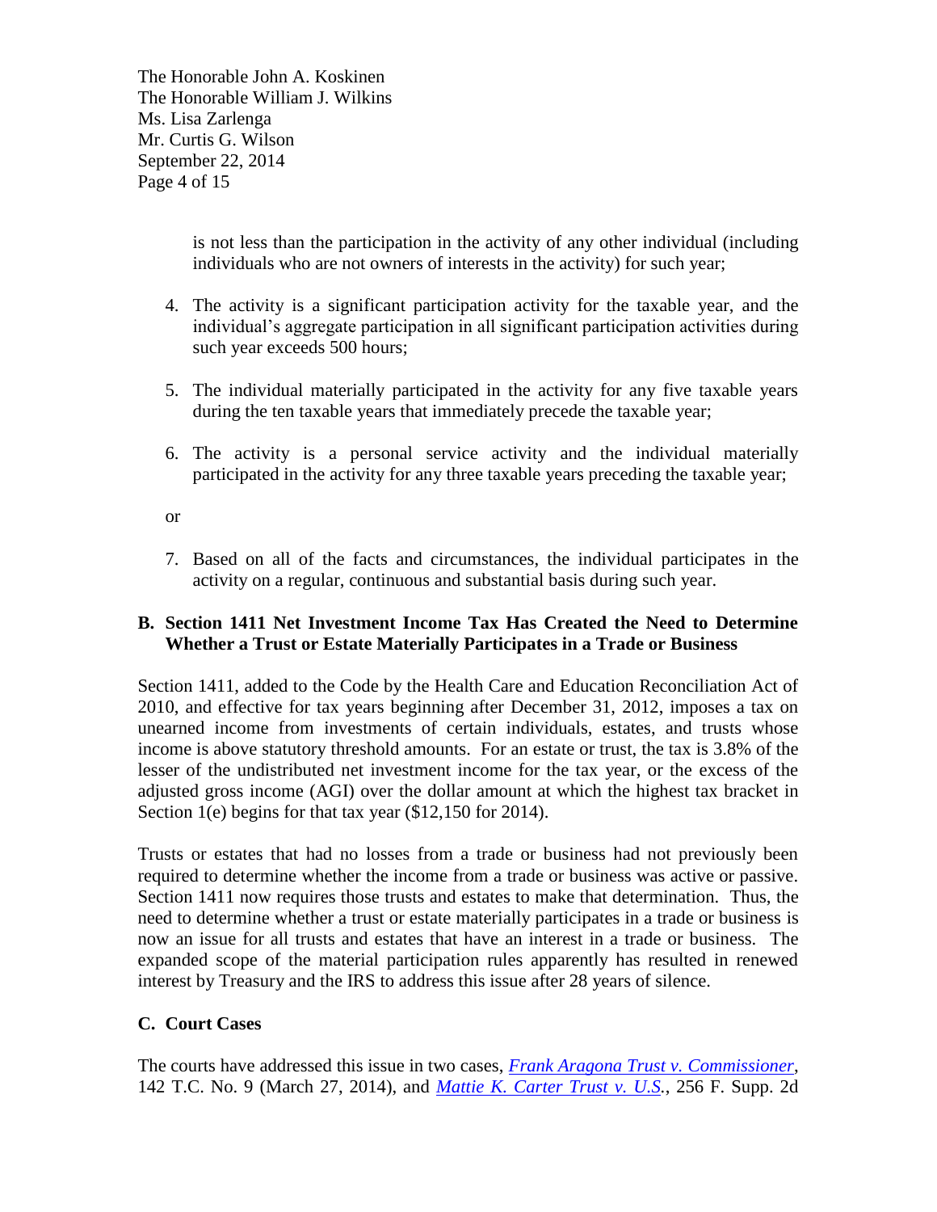is not less than the participation in the activity of any other individual (including individuals who are not owners of interests in the activity) for such year;

4. The activity is a significant participation activity for the taxable year, and the individual's aggregate participation in all significant participation activities during such year exceeds 500 hours;

5. The individual materially participated in the activity for any five taxable years during the ten taxable years that immediately precede the taxable year;

6. The activity is a personal service activity and the individual materially participated in the activity for any three taxable years preceding the taxable year;

or

7. Based on all of the facts and circumstances, the individual participates in the activity on a regular, continuous and substantial basis during such year.

## B. Section 1411 Net Investment Income Tax Has Created the Need to Determine Whether a Trust or Estate Materially Participates in a Trade or Business

Section 1411, added to the Code by the Health Care and Education Reconciliation Act of 2010, and effective for tax years beginning after December 31, 2012, imposes a tax on unearned income from investments of certain individuals, estates, and trusts whose income is above statutory threshold amounts. For an estate or trust, the tax is 3.8% of the lesser of the undistributed net investment income for the tax year, or the excess of the adjusted gross income (AGI) over the dollar amount at which the highest tax bracket in Section 1(e) begins for that tax year ($12,150 for 2014).

Trusts or estates that had no losses from a trade or business had not previously been required to determine whether the income from a trade or business was active or passive. Section 1411 now requires those trusts and estates to make that determination. Thus, the need to determine whether a trust or estate materially participates in a trade or business is now an issue for all trusts and estates that have an interest in a trade or business. The expanded scope of the material participation rules apparently has resulted in renewed interest by Treasury and the IRS to address this issue after 28 years of silence.

## C. Court Cases

The courts have addressed this issue in two cases, *Frank Aragona Trust v. Commissioner*, 142 T.C. No. 9 (March 27, 2014), and *Mattie K. Carter Trust v. U.S.*, 256 F. Supp. 2d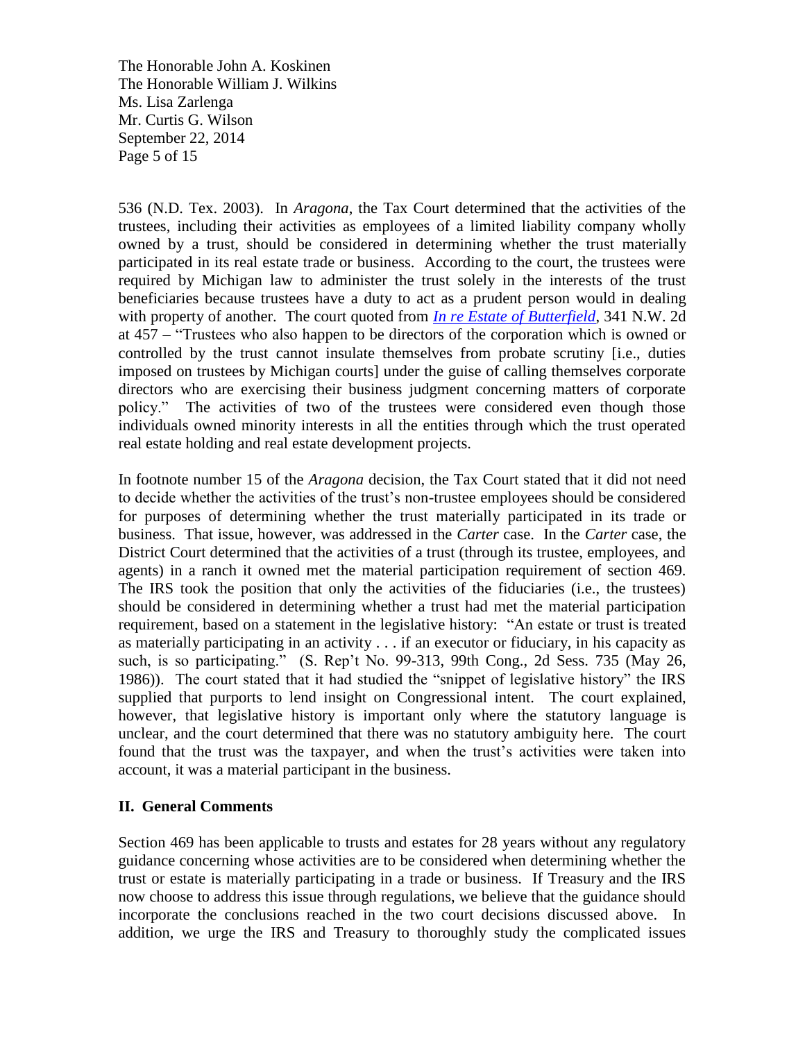536 (N.D. Tex. 2003). In *Aragona*, the Tax Court determined that the activities of the trustees, including their activities as employees of a limited liability company wholly owned by a trust, should be considered in determining whether the trust materially participated in its real estate trade or business. According to the court, the trustees were required by Michigan law to administer the trust solely in the interests of the trust beneficiaries because trustees have a duty to act as a prudent person would in dealing with property of another. The court quoted from *In re Estate of Butterfield*, 341 N.W. 2d at 457 – "Trustees who also happen to be directors of the corporation which is owned or controlled by the trust cannot insulate themselves from probate scrutiny [i.e., duties imposed on trustees by Michigan courts] under the guise of calling themselves corporate directors who are exercising their business judgment concerning matters of corporate policy." The activities of two of the trustees were considered even though those individuals owned minority interests in all the entities through which the trust operated real estate holding and real estate development projects.

In footnote number 15 of the *Aragona* decision, the Tax Court stated that it did not need to decide whether the activities of the trust's non-trustee employees should be considered for purposes of determining whether the trust materially participated in its trade or business. That issue, however, was addressed in the *Carter* case. In the *Carter* case, the District Court determined that the activities of a trust (through its trustee, employees, and agents) in a ranch it owned met the material participation requirement of section 469. The IRS took the position that only the activities of the fiduciaries (i.e., the trustees) should be considered in determining whether a trust had met the material participation requirement, based on a statement in the legislative history: "An estate or trust is treated as materially participating in an activity . . . if an executor or fiduciary, in his capacity as such, is so participating." (S. Rep't No. 99-313, 99th Cong., 2d Sess. 735 (May 26, 1986)). The court stated that it had studied the "snippet of legislative history" the IRS supplied that purports to lend insight on Congressional intent. The court explained, however, that legislative history is important only where the statutory language is unclear, and the court determined that there was no statutory ambiguity here. The court found that the trust was the taxpayer, and when the trust's activities were taken into account, it was a material participant in the business.

## II. General Comments

Section 469 has been applicable to trusts and estates for 28 years without any regulatory guidance concerning whose activities are to be considered when determining whether the trust or estate is materially participating in a trade or business. If Treasury and the IRS now choose to address this issue through regulations, we believe that the guidance should incorporate the conclusions reached in the two court decisions discussed above. In addition, we urge the IRS and Treasury to thoroughly study the complicated issues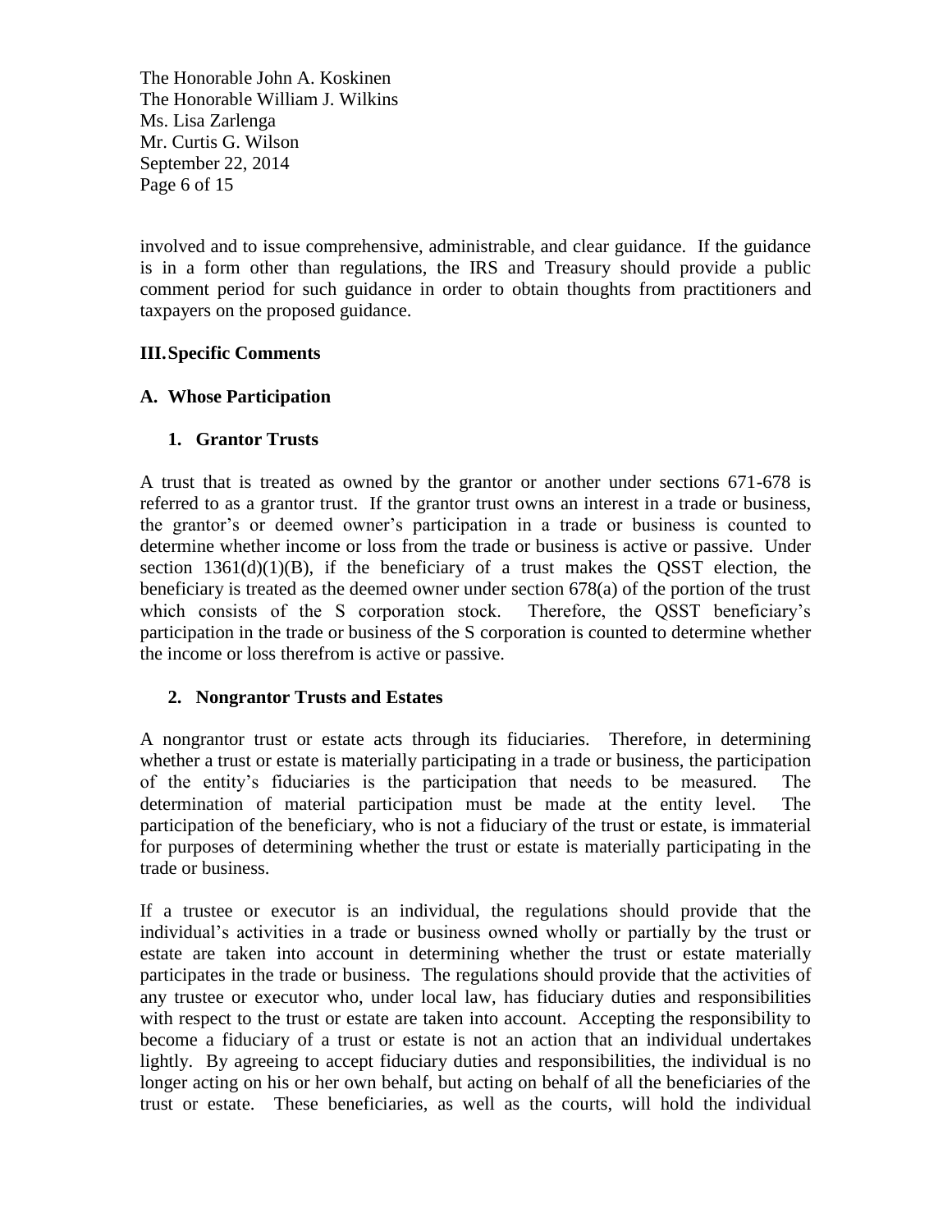involved and to issue comprehensive, administrable, and clear guidance. If the guidance is in a form other than regulations, the IRS and Treasury should provide a public comment period for such guidance in order to obtain thoughts from practitioners and taxpayers on the proposed guidance.

## III. Specific Comments

### A. Whose Participation

#### 1. Grantor Trusts

A trust that is treated as owned by the grantor or another under sections 671-678 is referred to as a grantor trust. If the grantor trust owns an interest in a trade or business, the grantor's or deemed owner's participation in a trade or business is counted to determine whether income or loss from the trade or business is active or passive. Under section 1361(d)(1)(B), if the beneficiary of a trust makes the QSST election, the beneficiary is treated as the deemed owner under section 678(a) of the portion of the trust which consists of the S corporation stock. Therefore, the QSST beneficiary's participation in the trade or business of the S corporation is counted to determine whether the income or loss therefrom is active or passive.

#### 2. Nongrantor Trusts and Estates

A nongrantor trust or estate acts through its fiduciaries. Therefore, in determining whether a trust or estate is materially participating in a trade or business, the participation of the entity's fiduciaries is the participation that needs to be measured. The determination of material participation must be made at the entity level. The participation of the beneficiary, who is not a fiduciary of the trust or estate, is immaterial for purposes of determining whether the trust or estate is materially participating in the trade or business.

If a trustee or executor is an individual, the regulations should provide that the individual's activities in a trade or business owned wholly or partially by the trust or estate are taken into account in determining whether the trust or estate materially participates in the trade or business. The regulations should provide that the activities of any trustee or executor who, under local law, has fiduciary duties and responsibilities with respect to the trust or estate are taken into account. Accepting the responsibility to become a fiduciary of a trust or estate is not an action that an individual undertakes lightly. By agreeing to accept fiduciary duties and responsibilities, the individual is no longer acting on his or her own behalf, but acting on behalf of all the beneficiaries of the trust or estate. These beneficiaries, as well as the courts, will hold the individual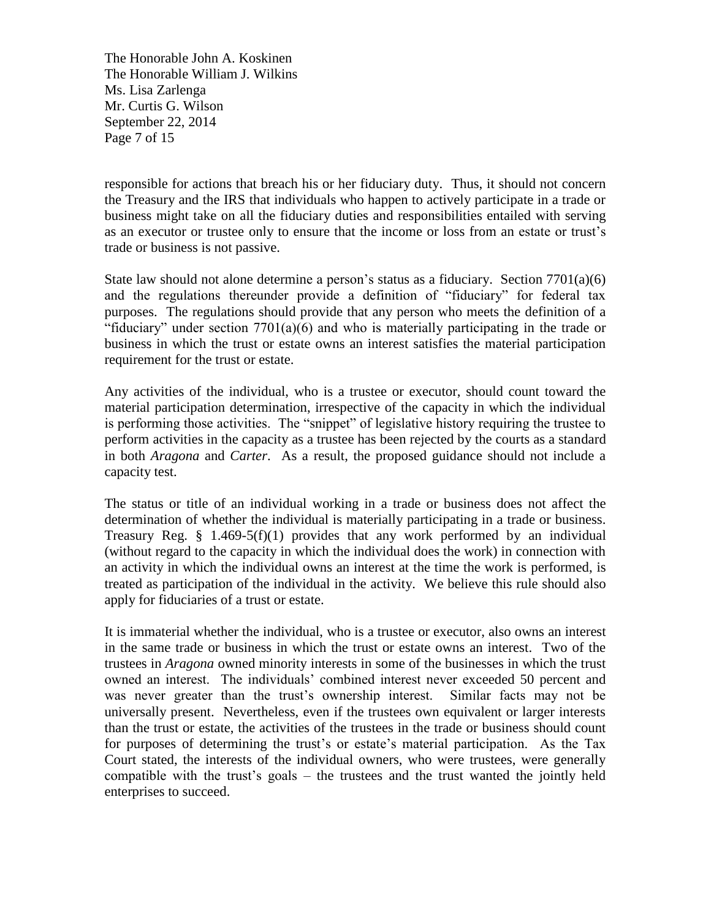responsible for actions that breach his or her fiduciary duty. Thus, it should not concern the Treasury and the IRS that individuals who happen to actively participate in a trade or business might take on all the fiduciary duties and responsibilities entailed with serving as an executor or trustee only to ensure that the income or loss from an estate or trust's trade or business is not passive.

State law should not alone determine a person's status as a fiduciary. Section 7701(a)(6) and the regulations thereunder provide a definition of "fiduciary" for federal tax purposes. The regulations should provide that any person who meets the definition of a "fiduciary" under section 7701(a)(6) and who is materially participating in the trade or business in which the trust or estate owns an interest satisfies the material participation requirement for the trust or estate.

Any activities of the individual, who is a trustee or executor, should count toward the material participation determination, irrespective of the capacity in which the individual is performing those activities. The "snippet" of legislative history requiring the trustee to perform activities in the capacity as a trustee has been rejected by the courts as a standard in both *Aragona* and *Carter*. As a result, the proposed guidance should not include a capacity test.

The status or title of an individual working in a trade or business does not affect the determination of whether the individual is materially participating in a trade or business. Treasury Reg. § 1.469-5(f)(1) provides that any work performed by an individual (without regard to the capacity in which the individual does the work) in connection with an activity in which the individual owns an interest at the time the work is performed, is treated as participation of the individual in the activity. We believe this rule should also apply for fiduciaries of a trust or estate.

It is immaterial whether the individual, who is a trustee or executor, also owns an interest in the same trade or business in which the trust or estate owns an interest. Two of the trustees in *Aragona* owned minority interests in some of the businesses in which the trust owned an interest. The individuals' combined interest never exceeded 50 percent and was never greater than the trust's ownership interest. Similar facts may not be universally present. Nevertheless, even if the trustees own equivalent or larger interests than the trust or estate, the activities of the trustees in the trade or business should count for purposes of determining the trust's or estate's material participation. As the Tax Court stated, the interests of the individual owners, who were trustees, were generally compatible with the trust's goals – the trustees and the trust wanted the jointly held enterprises to succeed.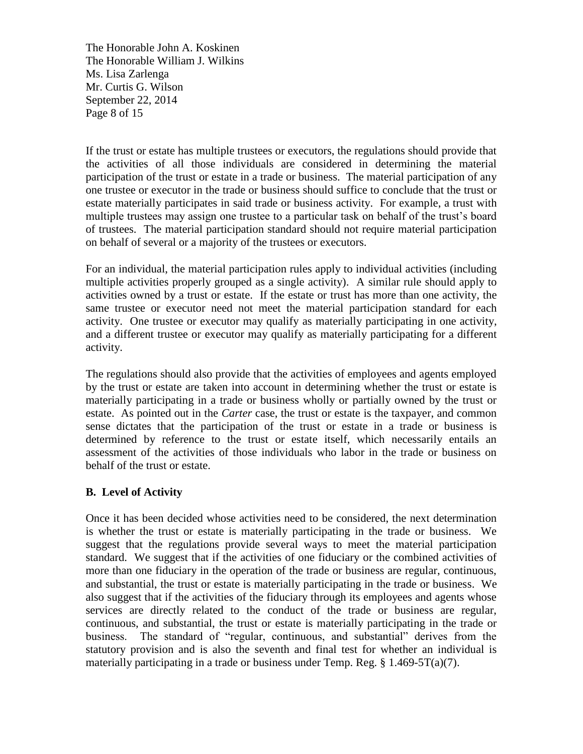If the trust or estate has multiple trustees or executors, the regulations should provide that the activities of all those individuals are considered in determining the material participation of the trust or estate in a trade or business. The material participation of any one trustee or executor in the trade or business should suffice to conclude that the trust or estate materially participates in said trade or business activity. For example, a trust with multiple trustees may assign one trustee to a particular task on behalf of the trust's board of trustees. The material participation standard should not require material participation on behalf of several or a majority of the trustees or executors.

For an individual, the material participation rules apply to individual activities (including multiple activities properly grouped as a single activity). A similar rule should apply to activities owned by a trust or estate. If the estate or trust has more than one activity, the same trustee or executor need not meet the material participation standard for each activity. One trustee or executor may qualify as materially participating in one activity, and a different trustee or executor may qualify as materially participating for a different activity.

The regulations should also provide that the activities of employees and agents employed by the trust or estate are taken into account in determining whether the trust or estate is materially participating in a trade or business wholly or partially owned by the trust or estate. As pointed out in the *Carter* case, the trust or estate is the taxpayer, and common sense dictates that the participation of the trust or estate in a trade or business is determined by reference to the trust or estate itself, which necessarily entails an assessment of the activities of those individuals who labor in the trade or business on behalf of the trust or estate.

### B. Level of Activity

Once it has been decided whose activities need to be considered, the next determination is whether the trust or estate is materially participating in the trade or business. We suggest that the regulations provide several ways to meet the material participation standard. We suggest that if the activities of one fiduciary or the combined activities of more than one fiduciary in the operation of the trade or business are regular, continuous, and substantial, the trust or estate is materially participating in the trade or business. We also suggest that if the activities of the fiduciary through its employees and agents whose services are directly related to the conduct of the trade or business are regular, continuous, and substantial, the trust or estate is materially participating in the trade or business. The standard of "regular, continuous, and substantial" derives from the statutory provision and is also the seventh and final test for whether an individual is materially participating in a trade or business under Temp. Reg. § 1.469-5T(a)(7).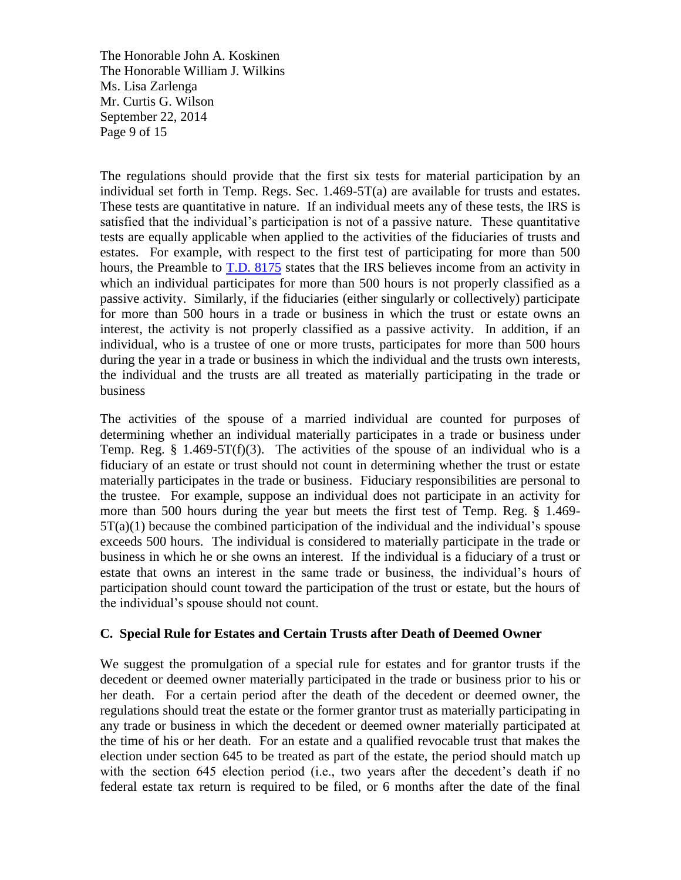The regulations should provide that the first six tests for material participation by an individual set forth in Temp. Regs. Sec. 1.469-5T(a) are available for trusts and estates. These tests are quantitative in nature. If an individual meets any of these tests, the IRS is satisfied that the individual's participation is not of a passive nature. These quantitative tests are equally applicable when applied to the activities of the fiduciaries of trusts and estates. For example, with respect to the first test of participating for more than 500 hours, the Preamble to T.D. 8175 states that the IRS believes income from an activity in which an individual participates for more than 500 hours is not properly classified as a passive activity. Similarly, if the fiduciaries (either singularly or collectively) participate for more than 500 hours in a trade or business in which the trust or estate owns an interest, the activity is not properly classified as a passive activity. In addition, if an individual, who is a trustee of one or more trusts, participates for more than 500 hours during the year in a trade or business in which the individual and the trusts own interests, the individual and the trusts are all treated as materially participating in the trade or business

The activities of the spouse of a married individual are counted for purposes of determining whether an individual materially participates in a trade or business under Temp. Reg. § 1.469-5T(f)(3). The activities of the spouse of an individual who is a fiduciary of an estate or trust should not count in determining whether the trust or estate materially participates in the trade or business. Fiduciary responsibilities are personal to the trustee. For example, suppose an individual does not participate in an activity for more than 500 hours during the year but meets the first test of Temp. Reg. § 1.469-5T(a)(1) because the combined participation of the individual and the individual's spouse exceeds 500 hours. The individual is considered to materially participate in the trade or business in which he or she owns an interest. If the individual is a fiduciary of a trust or estate that owns an interest in the same trade or business, the individual's hours of participation should count toward the participation of the trust or estate, but the hours of the individual's spouse should not count.

### C. Special Rule for Estates and Certain Trusts after Death of Deemed Owner

We suggest the promulgation of a special rule for estates and for grantor trusts if the decedent or deemed owner materially participated in the trade or business prior to his or her death. For a certain period after the death of the decedent or deemed owner, the regulations should treat the estate or the former grantor trust as materially participating in any trade or business in which the decedent or deemed owner materially participated at the time of his or her death. For an estate and a qualified revocable trust that makes the election under section 645 to be treated as part of the estate, the period should match up with the section 645 election period (i.e., two years after the decedent's death if no federal estate tax return is required to be filed, or 6 months after the date of the final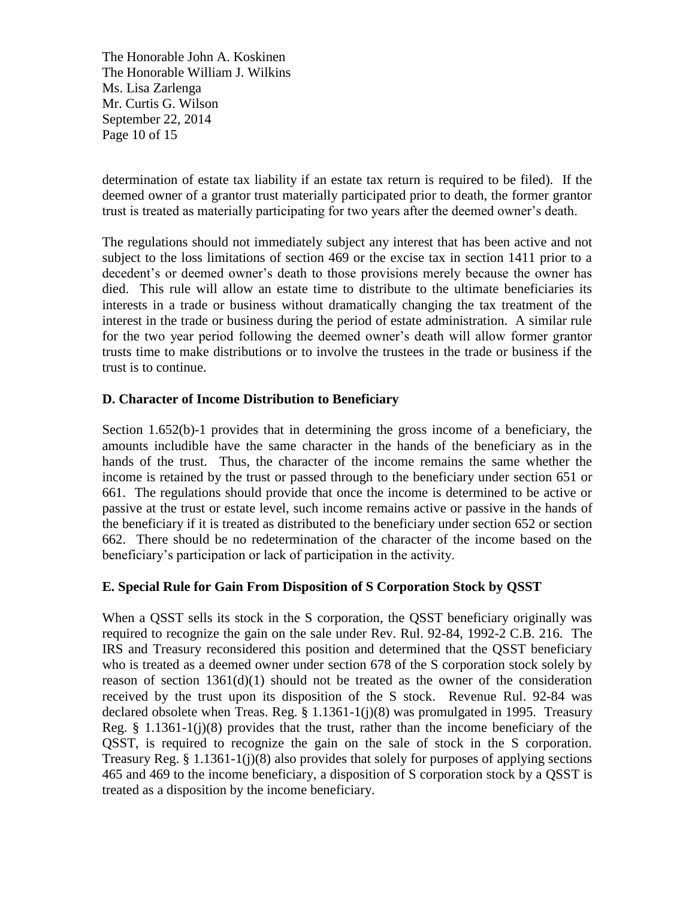determination of estate tax liability if an estate tax return is required to be filed). If the deemed owner of a grantor trust materially participated prior to death, the former grantor trust is treated as materially participating for two years after the deemed owner's death.

The regulations should not immediately subject any interest that has been active and not subject to the loss limitations of section 469 or the excise tax in section 1411 prior to a decedent's or deemed owner's death to those provisions merely because the owner has died. This rule will allow an estate time to distribute to the ultimate beneficiaries its interests in a trade or business without dramatically changing the tax treatment of the interest in the trade or business during the period of estate administration. A similar rule for the two year period following the deemed owner's death will allow former grantor trusts time to make distributions or to involve the trustees in the trade or business if the trust is to continue.

### D. Character of Income Distribution to Beneficiary

Section 1.652(b)-1 provides that in determining the gross income of a beneficiary, the amounts includible have the same character in the hands of the beneficiary as in the hands of the trust. Thus, the character of the income remains the same whether the income is retained by the trust or passed through to the beneficiary under section 651 or 661. The regulations should provide that once the income is determined to be active or passive at the trust or estate level, such income remains active or passive in the hands of the beneficiary if it is treated as distributed to the beneficiary under section 652 or section 662. There should be no redetermination of the character of the income based on the beneficiary's participation or lack of participation in the activity.

### E. Special Rule for Gain From Disposition of S Corporation Stock by QSST

When a QSST sells its stock in the S corporation, the QSST beneficiary originally was required to recognize the gain on the sale under Rev. Rul. 92-84, 1992-2 C.B. 216. The IRS and Treasury reconsidered this position and determined that the QSST beneficiary who is treated as a deemed owner under section 678 of the S corporation stock solely by reason of section 1361(d)(1) should not be treated as the owner of the consideration received by the trust upon its disposition of the S stock. Revenue Rul. 92-84 was declared obsolete when Treas. Reg. § 1.1361-1(j)(8) was promulgated in 1995. Treasury Reg. § 1.1361-1(j)(8) provides that the trust, rather than the income beneficiary of the QSST, is required to recognize the gain on the sale of stock in the S corporation. Treasury Reg. § 1.1361-1(j)(8) also provides that solely for purposes of applying sections 465 and 469 to the income beneficiary, a disposition of S corporation stock by a QSST is treated as a disposition by the income beneficiary.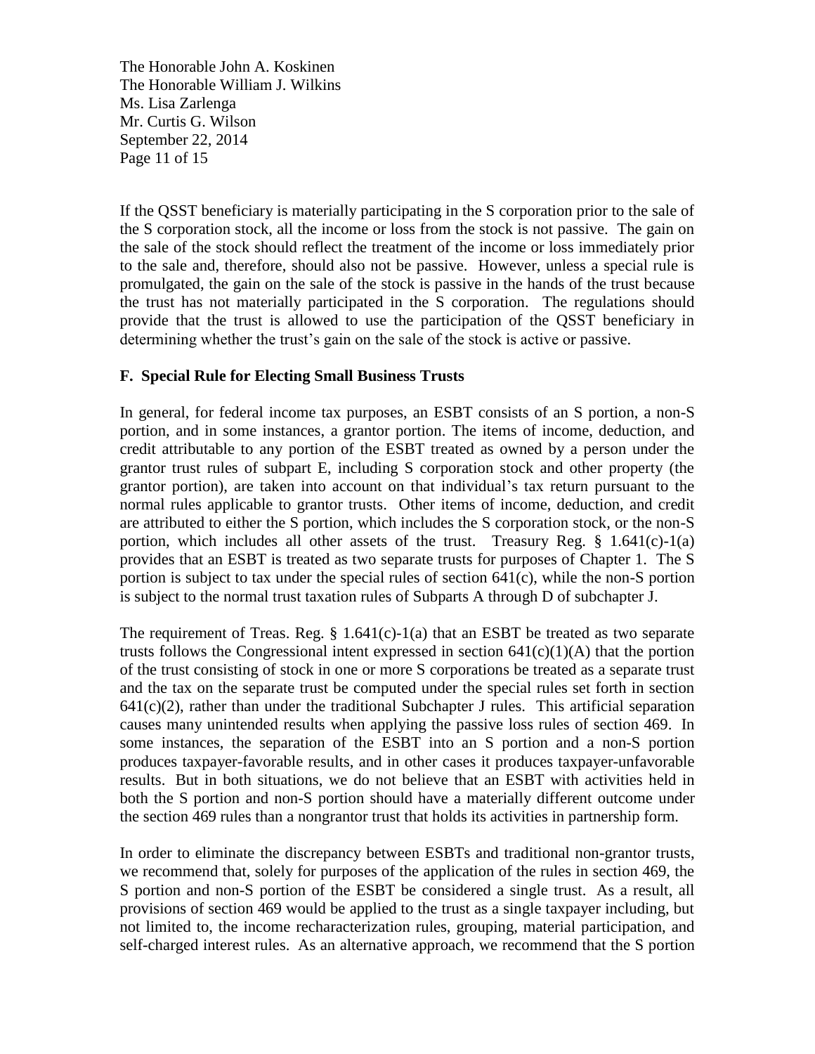If the QSST beneficiary is materially participating in the S corporation prior to the sale of the S corporation stock, all the income or loss from the stock is not passive. The gain on the sale of the stock should reflect the treatment of the income or loss immediately prior to the sale and, therefore, should also not be passive. However, unless a special rule is promulgated, the gain on the sale of the stock is passive in the hands of the trust because the trust has not materially participated in the S corporation. The regulations should provide that the trust is allowed to use the participation of the QSST beneficiary in determining whether the trust's gain on the sale of the stock is active or passive.

### F. Special Rule for Electing Small Business Trusts

In general, for federal income tax purposes, an ESBT consists of an S portion, a non-S portion, and in some instances, a grantor portion. The items of income, deduction, and credit attributable to any portion of the ESBT treated as owned by a person under the grantor trust rules of subpart E, including S corporation stock and other property (the grantor portion), are taken into account on that individual's tax return pursuant to the normal rules applicable to grantor trusts. Other items of income, deduction, and credit are attributed to either the S portion, which includes the S corporation stock, or the non-S portion, which includes all other assets of the trust. Treasury Reg. § 1.641(c)-1(a) provides that an ESBT is treated as two separate trusts for purposes of Chapter 1. The S portion is subject to tax under the special rules of section 641(c), while the non-S portion is subject to the normal trust taxation rules of Subparts A through D of subchapter J.

The requirement of Treas. Reg. § 1.641(c)-1(a) that an ESBT be treated as two separate trusts follows the Congressional intent expressed in section 641(c)(1)(A) that the portion of the trust consisting of stock in one or more S corporations be treated as a separate trust and the tax on the separate trust be computed under the special rules set forth in section 641(c)(2), rather than under the traditional Subchapter J rules. This artificial separation causes many unintended results when applying the passive loss rules of section 469. In some instances, the separation of the ESBT into an S portion and a non-S portion produces taxpayer-favorable results, and in other cases it produces taxpayer-unfavorable results. But in both situations, we do not believe that an ESBT with activities held in both the S portion and non-S portion should have a materially different outcome under the section 469 rules than a nongrantor trust that holds its activities in partnership form.

In order to eliminate the discrepancy between ESBTs and traditional non-grantor trusts, we recommend that, solely for purposes of the application of the rules in section 469, the S portion and non-S portion of the ESBT be considered a single trust. As a result, all provisions of section 469 would be applied to the trust as a single taxpayer including, but not limited to, the income recharacterization rules, grouping, material participation, and self-charged interest rules. As an alternative approach, we recommend that the S portion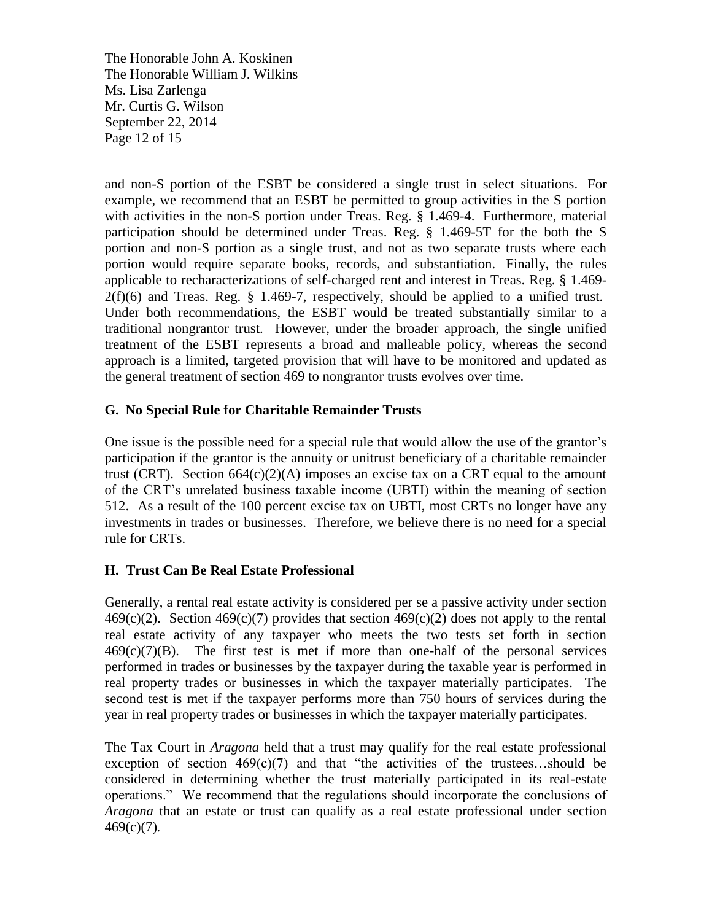and non-S portion of the ESBT be considered a single trust in select situations. For example, we recommend that an ESBT be permitted to group activities in the S portion with activities in the non-S portion under Treas. Reg. § 1.469-4. Furthermore, material participation should be determined under Treas. Reg. § 1.469-5T for the both the S portion and non-S portion as a single trust, and not as two separate trusts where each portion would require separate books, records, and substantiation. Finally, the rules applicable to recharacterizations of self-charged rent and interest in Treas. Reg. § 1.469-2(f)(6) and Treas. Reg. § 1.469-7, respectively, should be applied to a unified trust. Under both recommendations, the ESBT would be treated substantially similar to a traditional nongrantor trust. However, under the broader approach, the single unified treatment of the ESBT represents a broad and malleable policy, whereas the second approach is a limited, targeted provision that will have to be monitored and updated as the general treatment of section 469 to nongrantor trusts evolves over time.

### G. No Special Rule for Charitable Remainder Trusts

One issue is the possible need for a special rule that would allow the use of the grantor's participation if the grantor is the annuity or unitrust beneficiary of a charitable remainder trust (CRT). Section 664(c)(2)(A) imposes an excise tax on a CRT equal to the amount of the CRT's unrelated business taxable income (UBTI) within the meaning of section 512. As a result of the 100 percent excise tax on UBTI, most CRTs no longer have any investments in trades or businesses. Therefore, we believe there is no need for a special rule for CRTs.

### H. Trust Can Be Real Estate Professional

Generally, a rental real estate activity is considered per se a passive activity under section 469(c)(2). Section 469(c)(7) provides that section 469(c)(2) does not apply to the rental real estate activity of any taxpayer who meets the two tests set forth in section 469(c)(7)(B). The first test is met if more than one-half of the personal services performed in trades or businesses by the taxpayer during the taxable year is performed in real property trades or businesses in which the taxpayer materially participates. The second test is met if the taxpayer performs more than 750 hours of services during the year in real property trades or businesses in which the taxpayer materially participates.

The Tax Court in *Aragona* held that a trust may qualify for the real estate professional exception of section 469(c)(7) and that "the activities of the trustees…should be considered in determining whether the trust materially participated in its real-estate operations." We recommend that the regulations should incorporate the conclusions of *Aragona* that an estate or trust can qualify as a real estate professional under section 469(c)(7).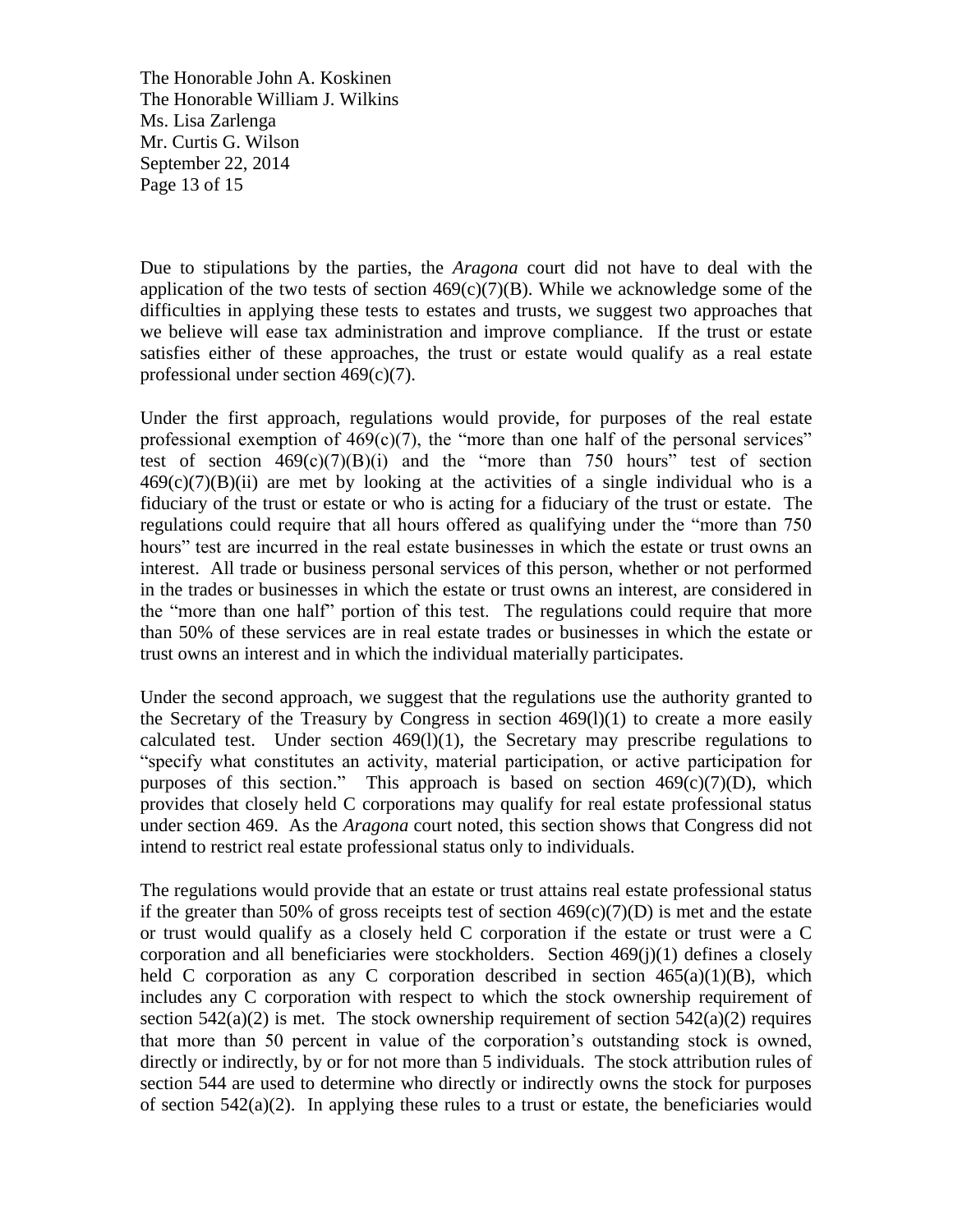Due to stipulations by the parties, the *Aragona* court did not have to deal with the application of the two tests of section 469(c)(7)(B). While we acknowledge some of the difficulties in applying these tests to estates and trusts, we suggest two approaches that we believe will ease tax administration and improve compliance. If the trust or estate satisfies either of these approaches, the trust or estate would qualify as a real estate professional under section 469(c)(7).

Under the first approach, regulations would provide, for purposes of the real estate professional exemption of 469(c)(7), the "more than one half of the personal services" test of section 469(c)(7)(B)(i) and the "more than 750 hours" test of section 469(c)(7)(B)(ii) are met by looking at the activities of a single individual who is a fiduciary of the trust or estate or who is acting for a fiduciary of the trust or estate. The regulations could require that all hours offered as qualifying under the "more than 750 hours" test are incurred in the real estate businesses in which the estate or trust owns an interest. All trade or business personal services of this person, whether or not performed in the trades or businesses in which the estate or trust owns an interest, are considered in the "more than one half" portion of this test. The regulations could require that more than 50% of these services are in real estate trades or businesses in which the estate or trust owns an interest and in which the individual materially participates.

Under the second approach, we suggest that the regulations use the authority granted to the Secretary of the Treasury by Congress in section 469(l)(1) to create a more easily calculated test. Under section 469(l)(1), the Secretary may prescribe regulations to "specify what constitutes an activity, material participation, or active participation for purposes of this section." This approach is based on section 469(c)(7)(D), which provides that closely held C corporations may qualify for real estate professional status under section 469. As the *Aragona* court noted, this section shows that Congress did not intend to restrict real estate professional status only to individuals.

The regulations would provide that an estate or trust attains real estate professional status if the greater than 50% of gross receipts test of section 469(c)(7)(D) is met and the estate or trust would qualify as a closely held C corporation if the estate or trust were a C corporation and all beneficiaries were stockholders. Section 469(j)(1) defines a closely held C corporation as any C corporation described in section 465(a)(1)(B), which includes any C corporation with respect to which the stock ownership requirement of section 542(a)(2) is met. The stock ownership requirement of section 542(a)(2) requires that more than 50 percent in value of the corporation's outstanding stock is owned, directly or indirectly, by or for not more than 5 individuals. The stock attribution rules of section 544 are used to determine who directly or indirectly owns the stock for purposes of section 542(a)(2). In applying these rules to a trust or estate, the beneficiaries would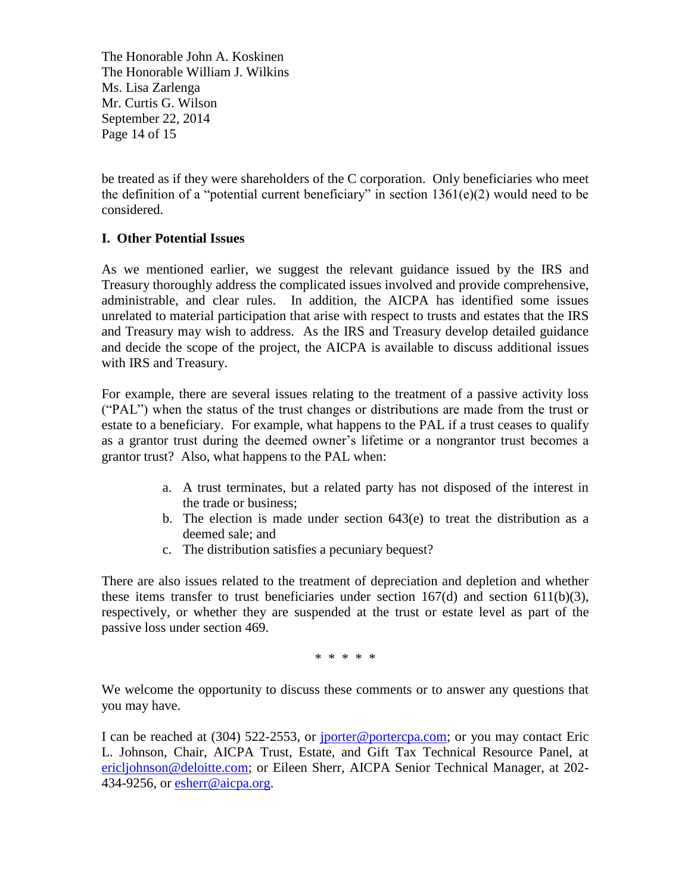be treated as if they were shareholders of the C corporation. Only beneficiaries who meet the definition of a "potential current beneficiary" in section 1361(e)(2) would need to be considered.

## I. Other Potential Issues

As we mentioned earlier, we suggest the relevant guidance issued by the IRS and Treasury thoroughly address the complicated issues involved and provide comprehensive, administrable, and clear rules. In addition, the AICPA has identified some issues unrelated to material participation that arise with respect to trusts and estates that the IRS and Treasury may wish to address. As the IRS and Treasury develop detailed guidance and decide the scope of the project, the AICPA is available to discuss additional issues with IRS and Treasury.

For example, there are several issues relating to the treatment of a passive activity loss ("PAL") when the status of the trust changes or distributions are made from the trust or estate to a beneficiary. For example, what happens to the PAL if a trust ceases to qualify as a grantor trust during the deemed owner's lifetime or a nongrantor trust becomes a grantor trust? Also, what happens to the PAL when:

a. A trust terminates, but a related party has not disposed of the interest in the trade or business;
b. The election is made under section 643(e) to treat the distribution as a deemed sale; and
c. The distribution satisfies a pecuniary bequest?

There are also issues related to the treatment of depreciation and depletion and whether these items transfer to trust beneficiaries under section 167(d) and section 611(b)(3), respectively, or whether they are suspended at the trust or estate level as part of the passive loss under section 469.

\* \* \* \* \*

We welcome the opportunity to discuss these comments or to answer any questions that you may have.

I can be reached at (304) 522-2553, or jporter@portercpa.com; or you may contact Eric L. Johnson, Chair, AICPA Trust, Estate, and Gift Tax Technical Resource Panel, at ericljohnson@deloitte.com; or Eileen Sherr, AICPA Senior Technical Manager, at 202-434-9256, or esherr@aicpa.org.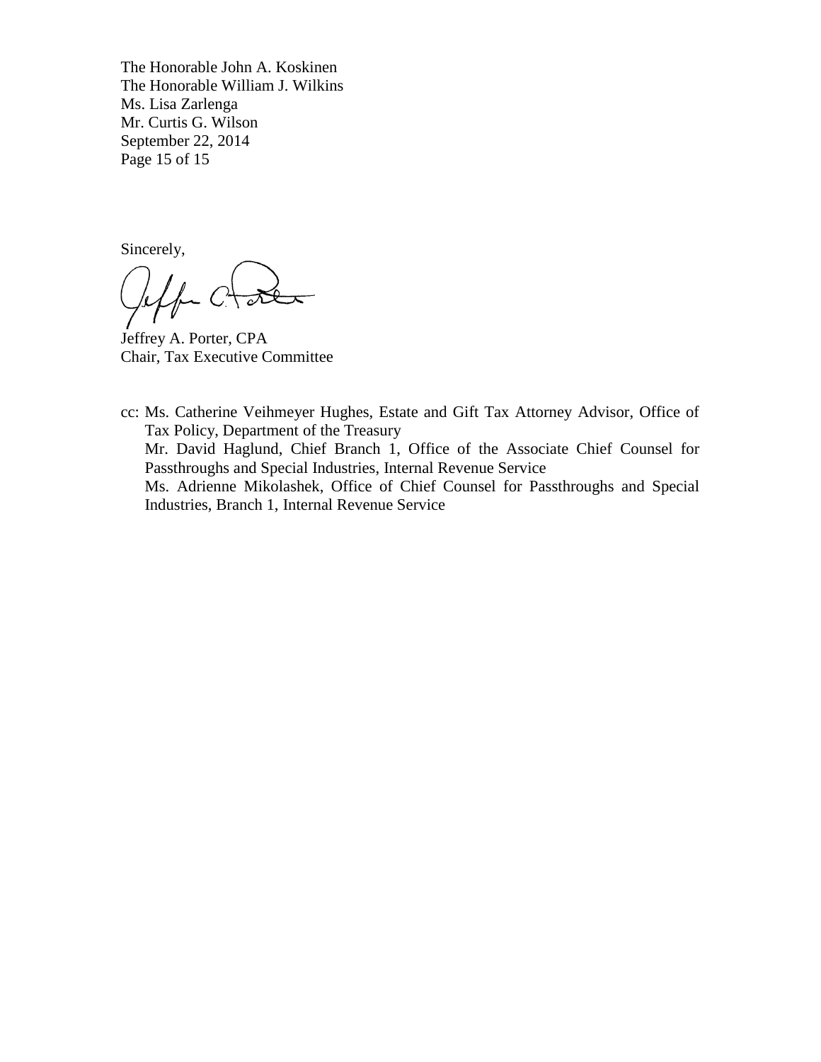Sincerely,

Jeffrey A. Porter, CPA
Chair, Tax Executive Committee

cc: Ms. Catherine Veihmeyer Hughes, Estate and Gift Tax Attorney Advisor, Office of Tax Policy, Department of the Treasury
Mr. David Haglund, Chief Branch 1, Office of the Associate Chief Counsel for Passthroughs and Special Industries, Internal Revenue Service
Ms. Adrienne Mikolashek, Office of Chief Counsel for Passthroughs and Special Industries, Branch 1, Internal Revenue Service